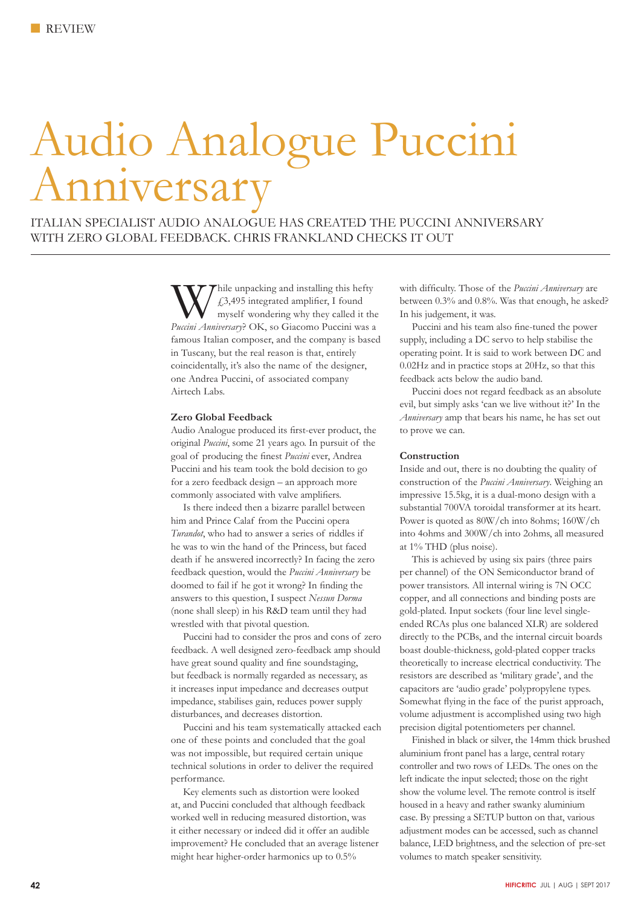# Audio Analogue Puccini Anniversary

ITALIAN SPECIALIST AUDIO ANALOGUE HAS CREATED THE PUCCINI ANNIVERSARY WITH ZERO GLOBAL FEEDBACK. CHRIS FRANKLAND CHECKS IT OUT

While unpacking and installing this hefty £3,495 integrated amplifier, I found myself wondering why they called it the *Puccini Anniversary*? OK, so Giacomo Puccini was a famous Italian composer, and the company is based in Tuscany, but the real reason is that, entirely coincidentally, it's also the name of the designer, one Andrea Puccini, of associated company Airtech Labs.

### Zero Global Feedback

Audio Analogue produced its first-ever product, the original *Puccini*, some 21 years ago. In pursuit of the goal of producing the finest *Puccini* ever, Andrea Puccini and his team took the bold decision to go for a zero feedback design – an approach more commonly associated with valve amplifiers.

Is there indeed then a bizarre parallel between him and Prince Calaf from the Puccini opera *Turandot*, who had to answer a series of riddles if he was to win the hand of the Princess, but faced death if he answered incorrectly? In facing the zero feedback question, would the *Puccini Anniversary* be doomed to fail if he got it wrong? In finding the answers to this question, I suspect *Nessun Dorma* (none shall sleep) in his R&D team until they had wrestled with that pivotal question.

Puccini had to consider the pros and cons of zero feedback. A well designed zero-feedback amp should have great sound quality and fine soundstaging, but feedback is normally regarded as necessary, as it increases input impedance and decreases output impedance, stabilises gain, reduces power supply disturbances, and decreases distortion.

Puccini and his team systematically attacked each one of these points and concluded that the goal was not impossible, but required certain unique technical solutions in order to deliver the required performance.

Key elements such as distortion were looked at, and Puccini concluded that although feedback worked well in reducing measured distortion, was it either necessary or indeed did it offer an audible improvement? He concluded that an average listener might hear higher-order harmonics up to 0.5% with difficulty. Those of the *Puccini Anniversary* are between 0.3% and 0.8%. Was that enough, he asked? In his judgement, it was.

Puccini and his team also fine-tuned the power supply, including a DC servo to help stabilise the operating point. It is said to work between DC and 0.02Hz and in practice stops at 20Hz, so that this feedback acts below the audio band.

Puccini does not regard feedback as an absolute evil, but simply asks 'can we live without it?' In the *Anniversary* amp that bears his name, he has set out to prove we can.

### Construction

Inside and out, there is no doubting the quality of construction of the *Puccini Anniversary*. Weighing an impressive 15.5kg, it is a dual-mono design with a substantial 700VA toroidal transformer at its heart. Power is quoted as 80W/ch into 8ohms; 160W/ch into 4ohms and 300W/ch into 2ohms, all measured at 1% THD (plus noise).

This is achieved by using six pairs (three pairs per channel) of the ON Semiconductor brand of power transistors. All internal wiring is 7N OCC copper, and all connections and binding posts are gold-plated. Input sockets (four line level single-ended RCAs plus one balanced XLR) are soldered directly to the PCBs, and the internal circuit boards boast double-thickness, gold-plated copper tracks theoretically to increase electrical conductivity. The resistors are described as 'military grade', and the capacitors are 'audio grade' polypropylene types. Somewhat flying in the face of the purist approach, volume adjustment is accomplished using two high precision digital potentiometers per channel.

Finished in black or silver, the 14mm thick brushed aluminium front panel has a large, central rotary controller and two rows of LEDs. The ones on the left indicate the input selected; those on the right show the volume level. The remote control is itself housed in a heavy and rather swanky aluminium case. By pressing a SETUP button on that, various adjustment modes can be accessed, such as channel balance, LED brightness, and the selection of pre-set volumes to match speaker sensitivity.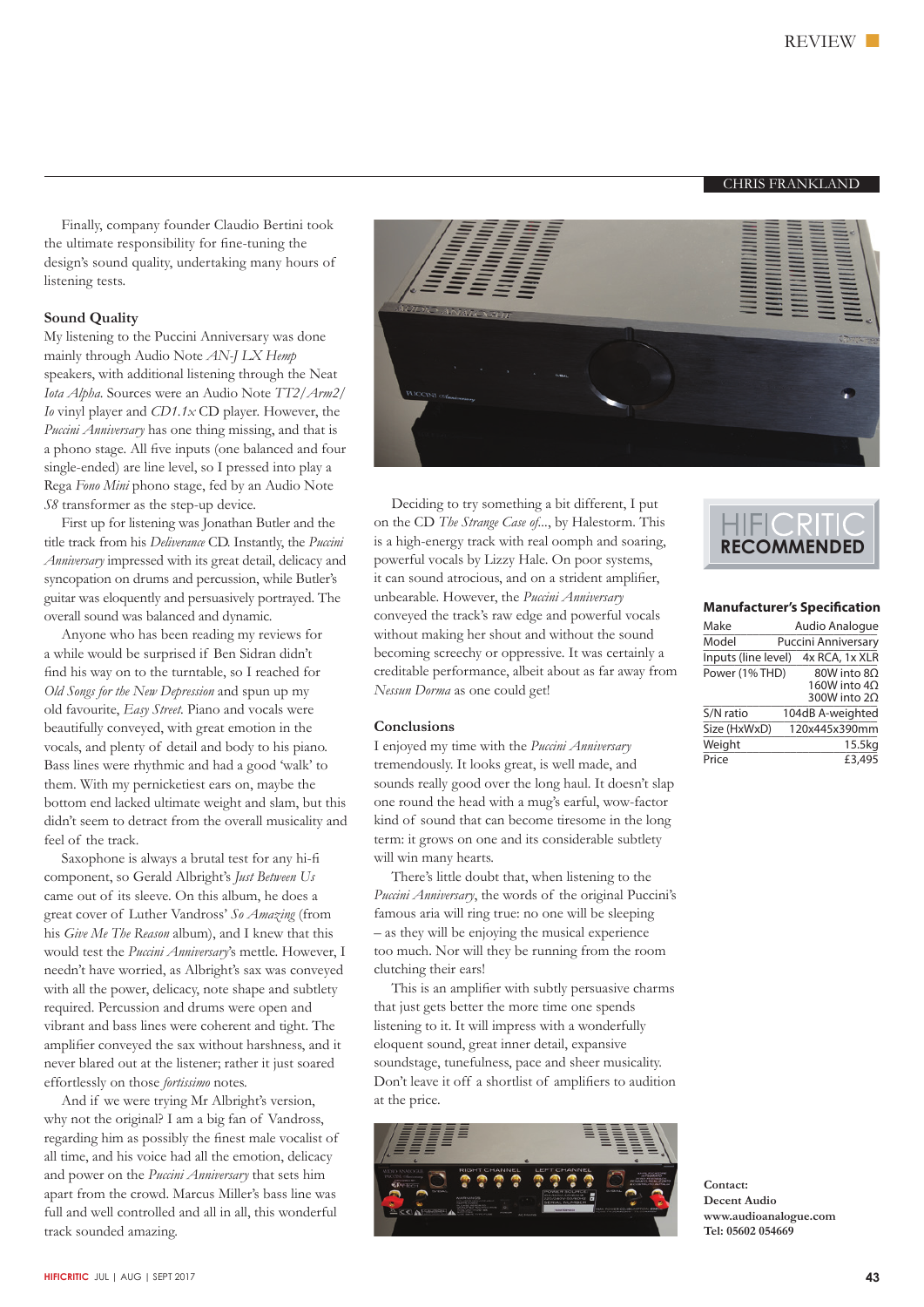CHRIS FRANKLAND

Finally, company founder Claudio Bertini took the ultimate responsibility for fine-tuning the design's sound quality, undertaking many hours of listening tests.

## Sound Quality

My listening to the Puccini Anniversary was done mainly through Audio Note *AN-J LX Hemp* speakers, with additional listening through the Neat *Iota Alpha*. Sources were an Audio Note *TT2/Arm2/Io* vinyl player and *CD1.1x* CD player. However, the *Puccini Anniversary* has one thing missing, and that is a phono stage. All five inputs (one balanced and four single-ended) are line level, so I pressed into play a Rega *Fono Mini* phono stage, fed by an Audio Note *S8* transformer as the step-up device.

First up for listening was Jonathan Butler and the title track from his *Deliverance* CD. Instantly, the *Puccini Anniversary* impressed with its great detail, delicacy and syncopation on drums and percussion, while Butler's guitar was eloquently and persuasively portrayed. The overall sound was balanced and dynamic.

Anyone who has been reading my reviews for a while would be surprised if Ben Sidran didn't find his way on to the turntable, so I reached for *Old Songs for the New Depression* and spun up my old favourite, *Easy Street*. Piano and vocals were beautifully conveyed, with great emotion in the vocals, and plenty of detail and body to his piano. Bass lines were rhythmic and had a good 'walk' to them. With my pernicketiest ears on, maybe the bottom end lacked ultimate weight and slam, but this didn't seem to detract from the overall musicality and feel of the track.

Saxophone is always a brutal test for any hi-fi component, so Gerald Albright's *Just Between Us* came out of its sleeve. On this album, he does a great cover of Luther Vandross' *So Amazing* (from his *Give Me The Reason* album), and I knew that this would test the *Puccini Anniversary*'s mettle. However, I needn't have worried, as Albright's sax was conveyed with all the power, delicacy, note shape and subtlety required. Percussion and drums were open and vibrant and bass lines were coherent and tight. The amplifier conveyed the sax without harshness, and it never blared out at the listener; rather it just soared effortlessly on those *fortissimo* notes.

And if we were trying Mr Albright's version, why not the original? I am a big fan of Vandross, regarding him as possibly the finest male vocalist of all time, and his voice had all the emotion, delicacy and power on the *Puccini Anniversary* that sets him apart from the crowd. Marcus Miller's bass line was full and well controlled and all in all, this wonderful track sounded amazing.

Deciding to try something a bit different, I put on the CD *The Strange Case of...*, by Halestorm. This is a high-energy track with real oomph and soaring, powerful vocals by Lizzy Hale. On poor systems, it can sound atrocious, and on a strident amplifier, unbearable. However, the *Puccini Anniversary* conveyed the track's raw edge and powerful vocals without making her shout and without the sound becoming screechy or oppressive. It was certainly a creditable performance, albeit about as far away from *Nessun Dorma* as one could get!

## Conclusions

I enjoyed my time with the *Puccini Anniversary* tremendously. It looks great, is well made, and sounds really good over the long haul. It doesn't slap one round the head with a mug's earful, wow-factor kind of sound that can become tiresome in the long term: it grows on one and its considerable subtlety will win many hearts.

There's little doubt that, when listening to the *Puccini Anniversary*, the words of the original Puccini's famous aria will ring true: no one will be sleeping – as they will be enjoying the musical experience too much. Nor will they be running from the room clutching their ears!

This is an amplifier with subtly persuasive charms that just gets better the more time one spends listening to it. It will impress with a wonderfully eloquent sound, great inner detail, expansive soundstage, tunefulness, pace and sheer musicality. Don't leave it off a shortlist of amplifiers to audition at the price.

HIFICRITIC RECOMMENDED

### Manufacturer's Specification

| | |
|---|---|
| Make | Audio Analogue |
| Model | Puccini Anniversary |
| Inputs (line level) | 4x RCA, 1x XLR |
| Power (1% THD) | 80W into 8Ω<br>160W into 4Ω<br>300W into 2Ω |
| S/N ratio | 104dB A-weighted |
| Size (HxWxD) | 120x445x390mm |
| Weight | 15.5kg |
| Price | £3,495 |

**Contact:**
**Decent Audio**
**www.audioanalogue.com**
**Tel: 05602 054669**